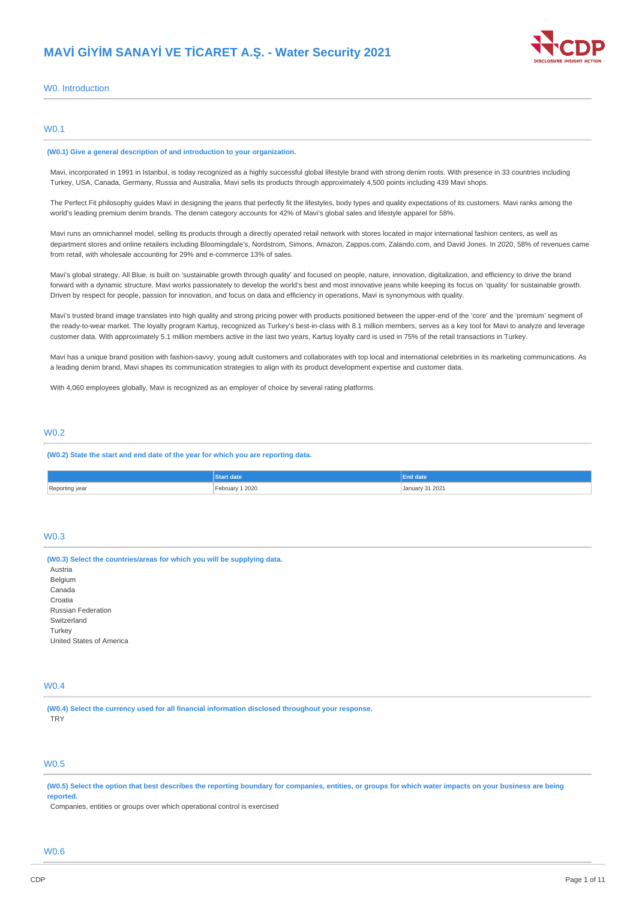# MAVİ GİYİM SANAYİ VE TİCARET A.Ş. - Water Security 2021

## W0. Introduction

### W0.1

**(W0.1) Give a general description of and introduction to your organization.**

Mavi, incorporated in 1991 in Istanbul, is today recognized as a highly successful global lifestyle brand with strong denim roots. With presence in 33 countries including Turkey, USA, Canada, Germany, Russia and Australia, Mavi sells its products through approximately 4,500 points including 439 Mavi shops.

The Perfect Fit philosophy guides Mavi in designing the jeans that perfectly fit the lifestyles, body types and quality expectations of its customers. Mavi ranks among the world's leading premium denim brands. The denim category accounts for 42% of Mavi's global sales and lifestyle apparel for 58%.

Mavi runs an omnichannel model, selling its products through a directly operated retail network with stores located in major international fashion centers, as well as department stores and online retailers including Bloomingdale's, Nordstrom, Simons, Amazon, Zappos.com, Zalando.com, and David Jones. In 2020, 58% of revenues came from retail, with wholesale accounting for 29% and e-commerce 13% of sales.

Mavi's global strategy, All Blue, is built on 'sustainable growth through quality' and focused on people, nature, innovation, digitalization, and efficiency to drive the brand forward with a dynamic structure. Mavi works passionately to develop the world's best and most innovative jeans while keeping its focus on 'quality' for sustainable growth. Driven by respect for people, passion for innovation, and focus on data and efficiency in operations, Mavi is synonymous with quality.

Mavi's trusted brand image translates into high quality and strong pricing power with products positioned between the upper-end of the 'core' and the 'premium' segment of the ready-to-wear market. The loyalty program Kartuş, recognized as Turkey's best-in-class with 8.1 million members, serves as a key tool for Mavi to analyze and leverage customer data. With approximately 5.1 million members active in the last two years, Kartuş loyalty card is used in 75% of the retail transactions in Turkey.

Mavi has a unique brand position with fashion-savvy, young adult customers and collaborates with top local and international celebrities in its marketing communications. As a leading denim brand, Mavi shapes its communication strategies to align with its product development expertise and customer data.

With 4,060 employees globally, Mavi is recognized as an employer of choice by several rating platforms.

### W0.2

**(W0.2) State the start and end date of the year for which you are reporting data.**

| | Start date | End date |
|---|---|---|
| Reporting year | February 1 2020 | January 31 2021 |

### W0.3

**(W0.3) Select the countries/areas for which you will be supplying data.**

Austria
Belgium
Canada
Croatia
Russian Federation
Switzerland
Turkey
United States of America

### W0.4

**(W0.4) Select the currency used for all financial information disclosed throughout your response.**

TRY

### W0.5

**(W0.5) Select the option that best describes the reporting boundary for companies, entities, or groups for which water impacts on your business are being reported.**

Companies, entities or groups over which operational control is exercised

### W0.6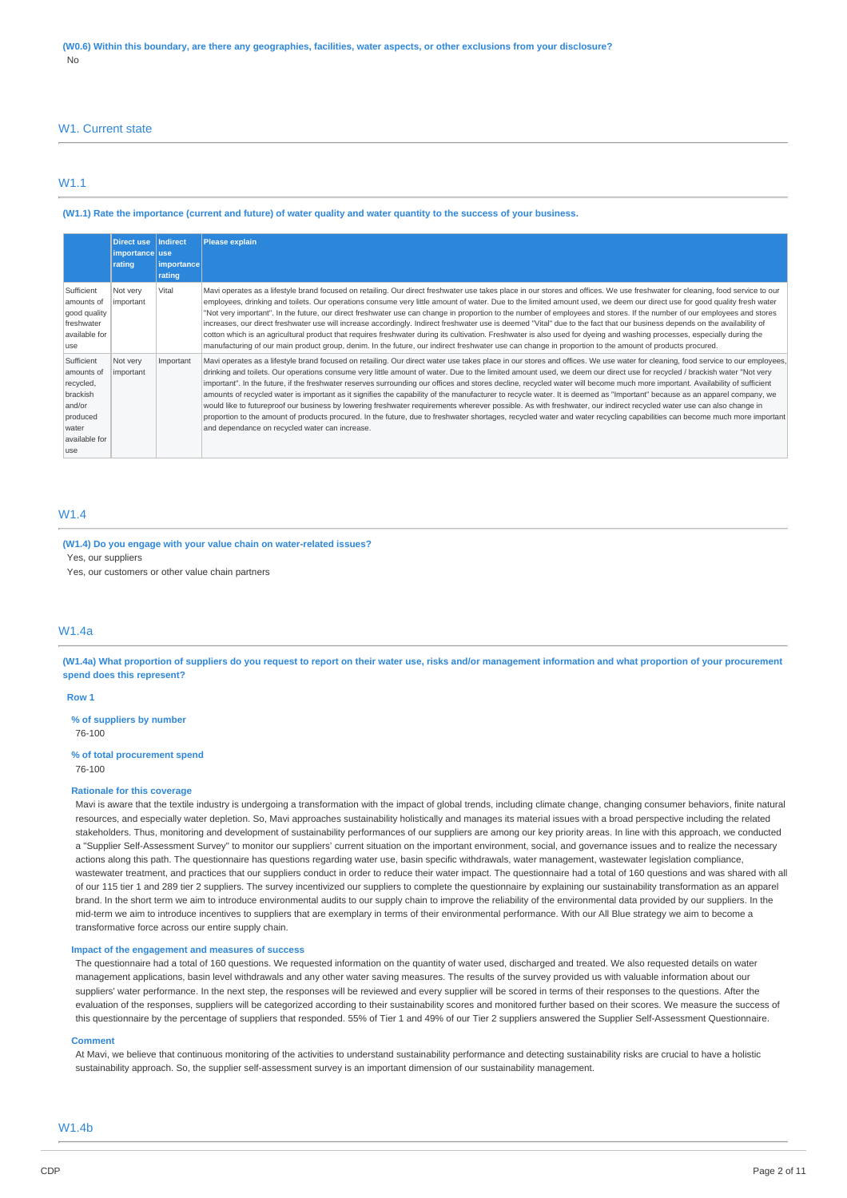**(W0.6) Within this boundary, are there any geographies, facilities, water aspects, or other exclusions from your disclosure?**

No

## W1. Current state

### W1.1

**(W1.1) Rate the importance (current and future) of water quality and water quantity to the success of your business.**

| | Direct use importance rating | Indirect use importance rating | Please explain |
|---|---|---|---|
| Sufficient amounts of good quality freshwater available for use | Not very important | Vital | Mavi operates as a lifestyle brand focused on retailing. Our direct freshwater use takes place in our stores and offices. We use freshwater for cleaning, food service to our employees, drinking water and toilets. Our operations consume very little amount of water. Due to the limited amount used, we deem our direct use for good quality fresh water "Not very important". In the future, our direct freshwater use can change in proportion to the number of employees and stores. If the number of our employees and stores increases, our direct freshwater use will increase accordingly. Indirect freshwater use is deemed "Vital" due to the fact that our business depends on the availability of cotton which is an agricultural product that requires freshwater during its cultivation. Freshwater is also used for dyeing and washing processes, especially during the manufacturing of our main product group, denim. In the future, our indirect freshwater use can change in proportion to the amount of products procured. |
| Sufficient amounts of recycled, brackish and/or produced water available for use | Not very important | Important | Mavi operates as a lifestyle brand focused on retailing. Our direct water use takes place in our stores and offices. We use water for cleaning, food service to our employees, drinking water and toilets. Our operations consume very little amount of water. Due to the limited amount used, we deem our direct use for recycled / brackish water "Not very important". In the future, if the freshwater reserves surrounding our offices and stores decline, recycled water will become much more important. Availability of sufficient amounts of recycled water is important as it signifies the capability of the manufacturer to recycle water. It is deemed as "Important" because as an apparel company, we would like to futureproof our business by lowering freshwater requirements wherever possible. As with freshwater, our indirect recycled water use can also change in proportion to the amount of products procured. In the future, due to freshwater shortages, recycled water and water recycling capabilities can become much more important and dependance on recycled water can increase. |

### W1.4

**(W1.4) Do you engage with your value chain on water-related issues?**

Yes, our suppliers

Yes, our customers or other value chain partners

### W1.4a

**(W1.4a) What proportion of suppliers do you request to report on their water use, risks and/or management information and what proportion of your procurement spend does this represent?**

**Row 1**

**% of suppliers by number**

76-100

**% of total procurement spend**

76-100

**Rationale for this coverage**

Mavi is aware that the textile industry is undergoing a transformation with the impact of global trends, including climate change, changing consumer behaviors, finite natural resources, and especially water depletion. So, Mavi approaches sustainability holistically and manages its material issues with a broad perspective including the related stakeholders. Thus, monitoring and development of sustainability performances of our suppliers are among our key priority areas. In line with this approach, we conducted a "Supplier Self-Assessment Survey" to monitor our suppliers' current situation on the important environment, social, and governance issues and to realize the necessary actions along this path. The questionnaire has questions regarding water use, basin specific withdrawals, water management, wastewater legislation compliance, wastewater treatment, and practices that our suppliers conduct in order to reduce their water impact. The questionnaire had a total of 160 questions and was shared with all of our 115 tier 1 and 289 tier 2 suppliers. The survey incentivized our suppliers to complete the questionnaire by explaining our sustainability transformation as an apparel brand. In the short term we aim to introduce environmental audits to our supply chain to improve the reliability of the environmental data provided by our suppliers. In the mid-term we aim to introduce incentives to suppliers that are exemplary in terms of their environmental performance. With our All Blue strategy we aim to become a transformative force across our entire supply chain.

**Impact of the engagement and measures of success**

The questionnaire had a total of 160 questions. We requested information on the quantity of water used, discharged and treated. We also requested details on water management applications, basin level withdrawals and any other water saving measures. The results of the survey provided us with valuable information about our suppliers' water performance. In the next step, the responses will be reviewed and every supplier will be scored in terms of their responses to the questions. After the evaluation of the responses, suppliers will be categorized according to their sustainability scores and monitored further based on their scores. We measure the success of this questionnaire by the percentage of suppliers that responded. 55% of Tier 1 and 49% of our Tier 2 suppliers answered the Supplier Self-Assessment Questionnaire.

**Comment**

At Mavi, we believe that continuous monitoring of the activities to understand sustainability performance and detecting sustainability risks are crucial to have a holistic sustainability approach. So, the supplier self-assessment survey is an important dimension of our sustainability management.

### W1.4b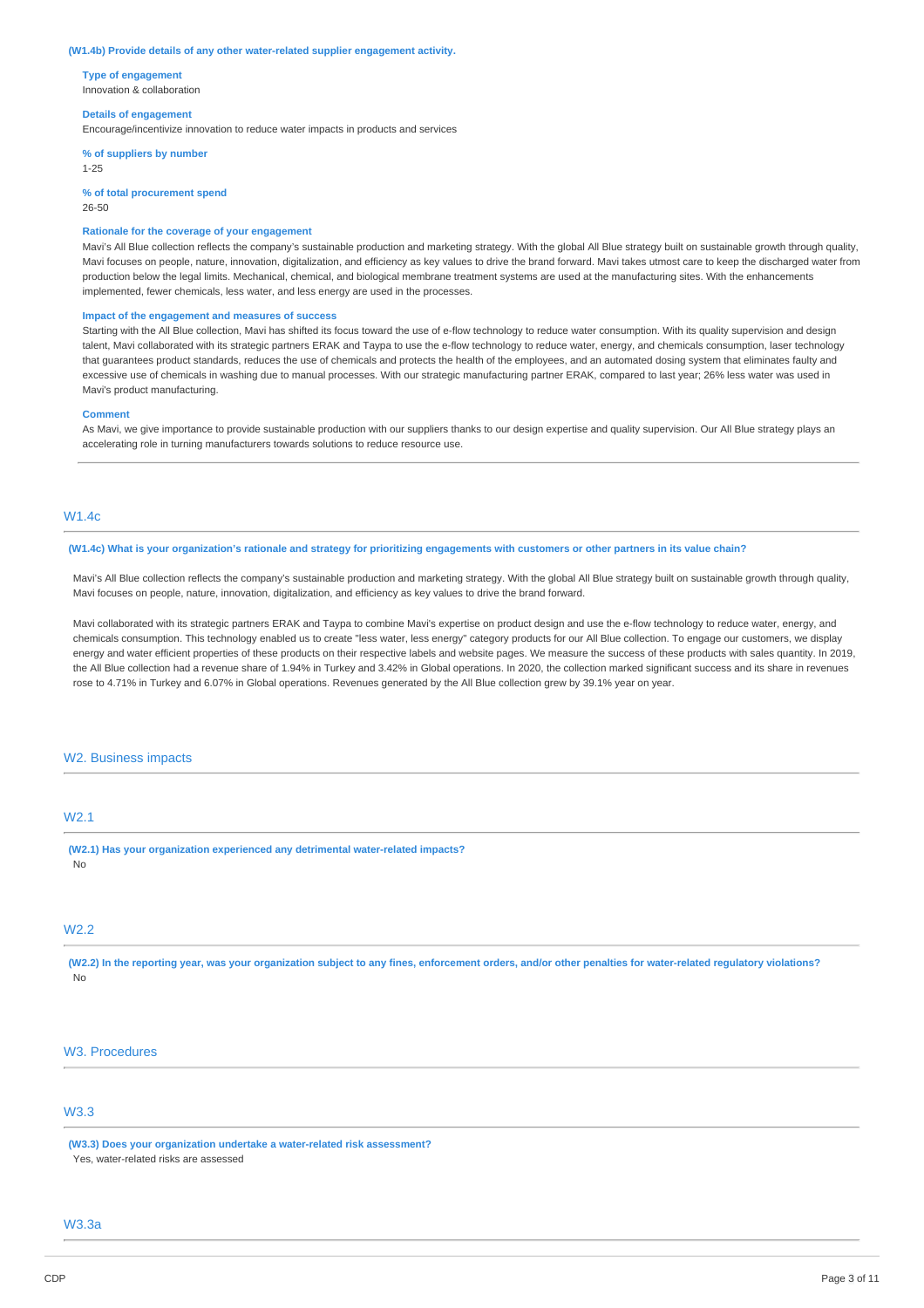**(W1.4b) Provide details of any other water-related supplier engagement activity.**

**Type of engagement**
Innovation & collaboration

**Details of engagement**
Encourage/incentivize innovation to reduce water impacts in products and services

**% of suppliers by number**
1-25

**% of total procurement spend**
26-50

**Rationale for the coverage of your engagement**
Mavi's All Blue collection reflects the company's sustainable production and marketing strategy. With the global All Blue strategy built on sustainable growth through quality, Mavi focuses on people, nature, innovation, digitalization, and efficiency as key values to drive the brand forward. Mavi takes utmost care to keep the discharged water from production below the legal limits. Mechanical, chemical, and biological membrane treatment systems are used at the manufacturing sites. With the enhancements implemented, fewer chemicals, less water, and less energy are used in the processes.

**Impact of the engagement and measures of success**
Starting with the All Blue collection, Mavi has shifted its focus toward the use of e-flow technology to reduce water consumption. With its quality supervision and design talent, Mavi collaborated with its strategic partners ERAK and Taypa to use the e-flow technology to reduce water, energy, and chemicals consumption, laser technology that guarantees product standards, reduces the use of chemicals and protects the health of the employees, and an automated dosing system that eliminates faulty and excessive use of chemicals in washing due to manual processes. With our strategic manufacturing partner ERAK, compared to last year; 26% less water was used in Mavi's product manufacturing.

**Comment**
As Mavi, we give importance to provide sustainable production with our suppliers thanks to our design expertise and quality supervision. Our All Blue strategy plays an accelerating role in turning manufacturers towards solutions to reduce resource use.

## W1.4c

**(W1.4c) What is your organization's rationale and strategy for prioritizing engagements with customers or other partners in its value chain?**

Mavi's All Blue collection reflects the company's sustainable production and marketing strategy. With the global All Blue strategy built on sustainable growth through quality, Mavi focuses on people, nature, innovation, digitalization, and efficiency as key values to drive the brand forward.

Mavi collaborated with its strategic partners ERAK and Taypa to combine Mavi's expertise on product design and use the e-flow technology to reduce water, energy, and chemicals consumption. This technology enabled us to create "less water, less energy" category products for our All Blue collection. To engage our customers, we display energy and water efficient properties of these products on their respective labels and website pages. We measure the success of these products with sales quantity. In 2019, the All Blue collection had a revenue share of 1.94% in Turkey and 3.42% in Global operations. In 2020, the collection marked significant success and its share in revenues rose to 4.71% in Turkey and 6.07% in Global operations. Revenues generated by the All Blue collection grew by 39.1% year on year.

# W2. Business impacts

## W2.1

**(W2.1) Has your organization experienced any detrimental water-related impacts?**
No

## W2.2

**(W2.2) In the reporting year, was your organization subject to any fines, enforcement orders, and/or other penalties for water-related regulatory violations?**
No

# W3. Procedures

## W3.3

**(W3.3) Does your organization undertake a water-related risk assessment?**
Yes, water-related risks are assessed

## W3.3a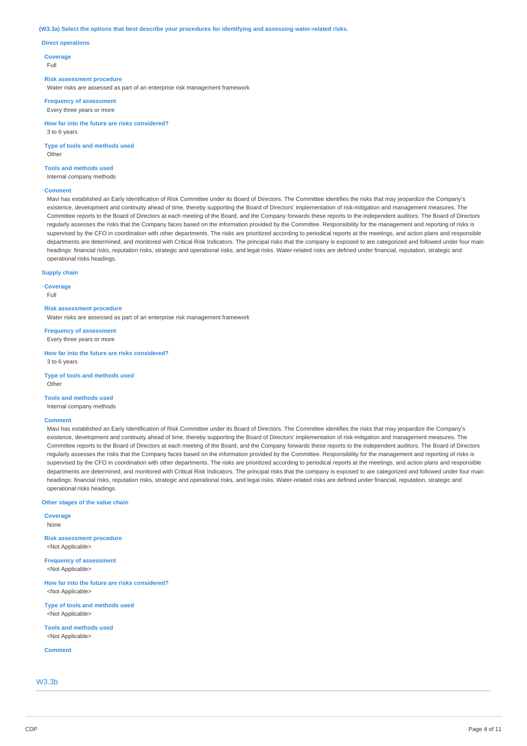**(W3.3a) Select the options that best describe your procedures for identifying and assessing water-related risks.**

**Direct operations**

**Coverage**
Full

**Risk assessment procedure**
Water risks are assessed as part of an enterprise risk management framework

**Frequency of assessment**
Every three years or more

**How far into the future are risks considered?**
3 to 6 years

**Type of tools and methods used**
Other

**Tools and methods used**
Internal company methods

**Comment**
Mavi has established an Early Identification of Risk Committee under its Board of Directors. The Committee identifies the risks that may jeopardize the Company's existence, development and continuity ahead of time, thereby supporting the Board of Directors' implementation of risk-mitigation and management measures. The Committee reports to the Board of Directors at each meeting of the Board, and the Company forwards these reports to the independent auditors. The Board of Directors regularly assesses the risks that the Company faces based on the information provided by the Committee. Responsibility for the management and reporting of risks is supervised by the CFO in coordination with other departments. The risks are prioritized according to periodical reports at the meetings, and action plans and responsible departments are determined, and monitored with Critical Risk Indicators. The principal risks that the company is exposed to are categorized and followed under four main headings: financial risks, reputation risks, strategic and operational risks, and legal risks. Water-related risks are defined under financial, reputation, strategic and operational risks headings.

**Supply chain**

**Coverage**
Full

**Risk assessment procedure**
Water risks are assessed as part of an enterprise risk management framework

**Frequency of assessment**
Every three years or more

**How far into the future are risks considered?**
3 to 6 years

**Type of tools and methods used**
Other

**Tools and methods used**
Internal company methods

**Comment**
Mavi has established an Early Identification of Risk Committee under its Board of Directors. The Committee identifies the risks that may jeopardize the Company's existence, development and continuity ahead of time, thereby supporting the Board of Directors' implementation of risk-mitigation and management measures. The Committee reports to the Board of Directors at each meeting of the Board, and the Company forwards these reports to the independent auditors. The Board of Directors regularly assesses the risks that the Company faces based on the information provided by the Committee. Responsibility for the management and reporting of risks is supervised by the CFO in coordination with other departments. The risks are prioritized according to periodical reports at the meetings, and action plans and responsible departments are determined, and monitored with Critical Risk Indicators. The principal risks that the company is exposed to are categorized and followed under four main headings: financial risks, reputation risks, strategic and operational risks, and legal risks. Water-related risks are defined under financial, reputation, strategic and operational risks headings.

**Other stages of the value chain**

**Coverage**
None

**Risk assessment procedure**
<Not Applicable>

**Frequency of assessment**
<Not Applicable>

**How far into the future are risks considered?**
<Not Applicable>

**Type of tools and methods used**
<Not Applicable>

**Tools and methods used**
<Not Applicable>

**Comment**

## W3.3b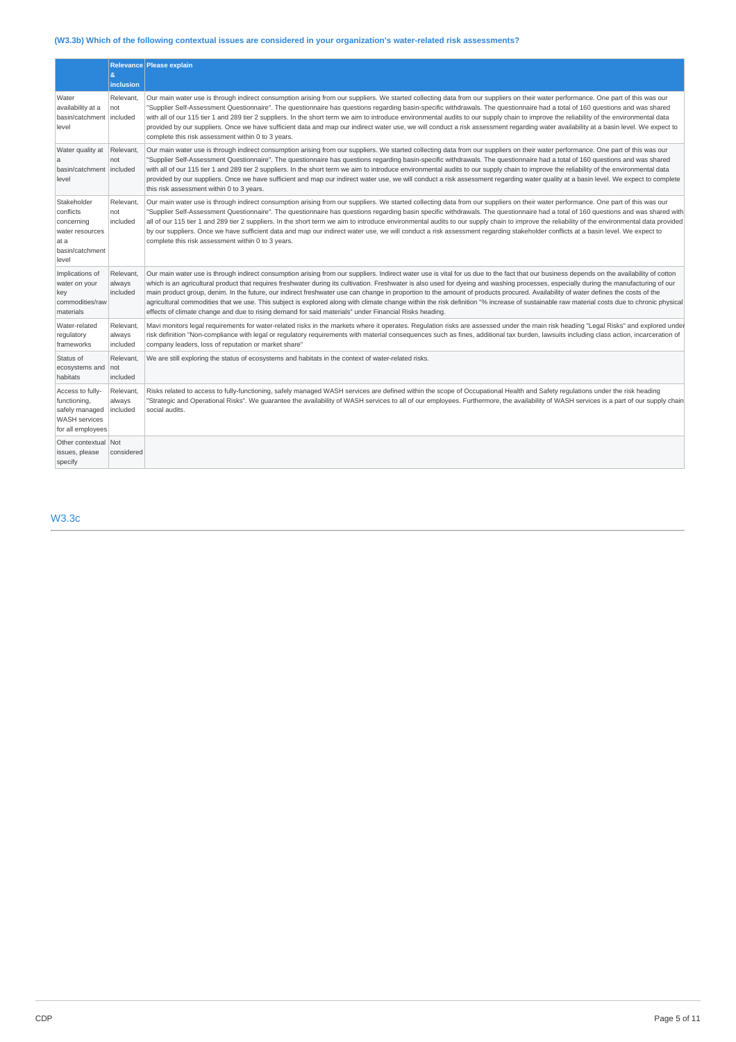### (W3.3b) Which of the following contextual issues are considered in your organization's water-related risk assessments?

| | Relevance & inclusion | Please explain |
|---|---|---|
| Water availability at a basin/catchment level | Relevant, not included | Our main water use is through indirect consumption arising from our suppliers. We started collecting data from our suppliers on their water performance. One part of this was our "Supplier Self-Assessment Questionnaire". The questionnaire has questions regarding basin-specific withdrawals. The questionnaire had a total of 160 questions and was shared with all of our 115 tier 1 and 289 tier 2 suppliers. In the short term we aim to introduce environmental audits to our supply chain to improve the reliability of the environmental data provided by our suppliers. Once we have sufficient data and map our indirect water use, we will conduct a risk assessment regarding water availability at a basin level. We expect to complete this risk assessment within 0 to 3 years. |
| Water quality at a basin/catchment level | Relevant, not included | Our main water use is through indirect consumption arising from our suppliers. We started collecting data from our suppliers on their water performance. One part of this was our "Supplier Self-Assessment Questionnaire". The questionnaire has questions regarding basin-specific withdrawals. The questionnaire had a total of 160 questions and was shared with all of our 115 tier 1 and 289 tier 2 suppliers. In the short term we aim to introduce environmental audits to our supply chain to improve the reliability of the environmental data provided by our suppliers. Once we have sufficient and map our indirect water use, we will conduct a risk assessment regarding water quality at a basin level. We expect to complete this risk assessment within 0 to 3 years. |
| Stakeholder conflicts concerning water resources at a basin/catchment level | Relevant, not included | Our main water use is through indirect consumption arising from our suppliers. We started collecting data from our suppliers on their water performance. One part of this was our "Supplier Self-Assessment Questionnaire". The questionnaire has questions regarding basin specific withdrawals. The questionnaire had a total of 160 questions and was shared with all of our 115 tier 1 and 289 tier 2 suppliers. In the short term we aim to introduce environmental audits to our supply chain to improve the reliability of the environmental data provided by our suppliers. Once we have sufficient data and map our indirect water use, we will conduct a risk assessment regarding stakeholder conflicts at a basin level. We expect to complete this risk assessment within 0 to 3 years. |
| Implications of water on your key commodities/raw materials | Relevant, always included | Our main water use is through indirect consumption arising from our suppliers. Indirect water use is vital for us due to the fact that our business depends on the availability of cotton which is an agricultural product that requires freshwater during its cultivation. Freshwater is also used for dyeing and washing processes, especially during the manufacturing of our main product group, denim. In the future, our indirect freshwater use can change in proportion to the amount of products procured. Availability of water defines the costs of the agricultural commodities that we use. This subject is explored along with climate change within the risk definition "% increase of sustainable raw material costs due to chronic physical effects of climate change and due to rising demand for said materials" under Financial Risks heading. |
| Water-related regulatory frameworks | Relevant, always included | Mavi monitors legal requirements for water-related risks in the markets where it operates. Regulation risks are assessed under the main risk heading "Legal Risks" and explored under risk definition "Non-compliance with legal or regulatory requirements with material consequences such as fines, additional tax burden, lawsuits including class action, incarceration of company leaders, loss of reputation or market share" |
| Status of ecosystems and habitats | Relevant, not included | We are still exploring the status of ecosystems and habitats in the context of water-related risks. |
| Access to fully-functioning, safely managed WASH services for all employees | Relevant, always included | Risks related to access to fully-functioning, safely managed WASH services are defined within the scope of Occupational Health and Safety regulations under the risk heading "Strategic and Operational Risks". We guarantee the availability of WASH services to all of our employees. Furthermore, the availability of WASH services is a part of our supply chain social audits. |
| Other contextual issues, please specify | Not considered | |

## W3.3c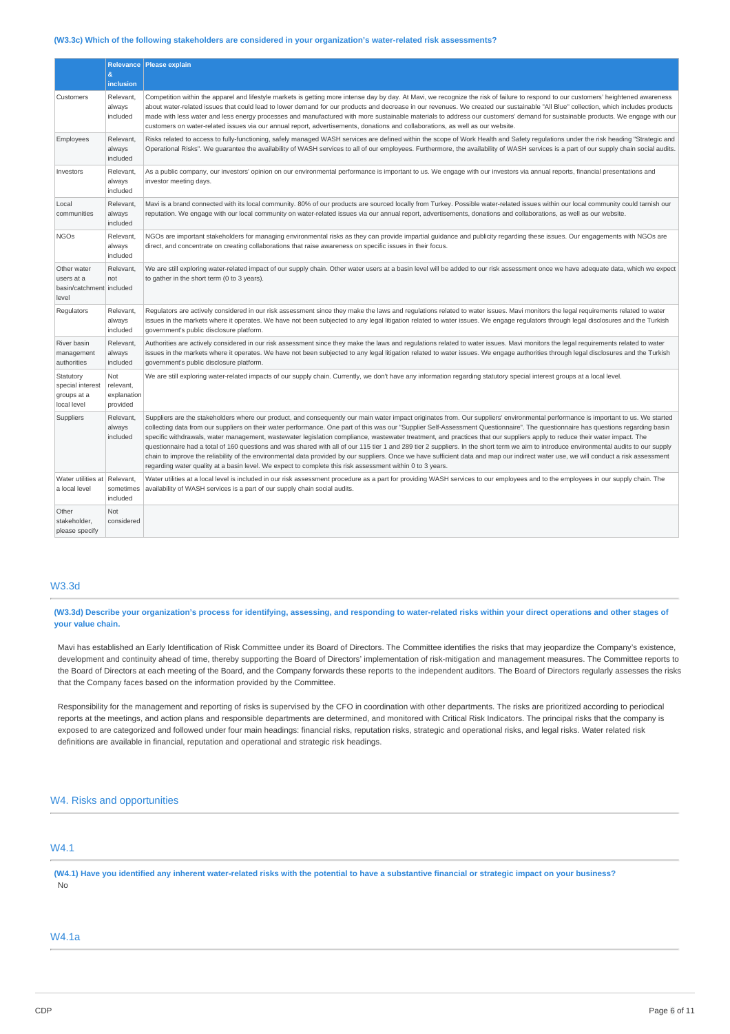**(W3.3c) Which of the following stakeholders are considered in your organization's water-related risk assessments?**

| | Relevance & inclusion | Please explain |
|---|---|---|
| Customers | Relevant, always included | Competition within the apparel and lifestyle markets is getting more intense day by day. At Mavi, we recognize the risk of failure to respond to our customers' heightened awareness about water-related issues that could lead to lower demand for our products and decrease in our revenues. We created our sustainable "All Blue" collection, which includes products made with less water and less energy processes and manufactured with more sustainable materials to address our customers' demand for sustainable products. We engage with our customers on water-related issues via our annual report, advertisements, donations and collaborations, as well as our website. |
| Employees | Relevant, always included | Risks related to access to fully-functioning, safely managed WASH services are defined within the scope of Work Health and Safety regulations under the risk heading "Strategic and Operational Risks". We guarantee the availability of WASH services to all of our employees. Furthermore, the availability of WASH services is a part of our supply chain social audits. |
| Investors | Relevant, always included | As a public company, our investors' opinion on our environmental performance is important to us. We engage with our investors via annual reports, financial presentations and investor meeting days. |
| Local communities | Relevant, always included | Mavi is a brand connected with its local community. 80% of our products are sourced locally from Turkey. Possible water-related issues within our local community could tarnish our reputation. We engage with our local community on water-related issues via our annual report, advertisements, donations and collaborations, as well as our website. |
| NGOs | Relevant, always included | NGOs are important stakeholders for managing environmental risks as they can provide impartial guidance and publicity regarding these issues. Our engagements with NGOs are direct, and concentrate on creating collaborations that raise awareness on specific issues in their focus. |
| Other water users at a basin/catchment level | Relevant, not included | We are still exploring water-related impact of our supply chain. Other water users at a basin level will be added to our risk assessment once we have adequate data, which we expect to gather in the short term (0 to 3 years). |
| Regulators | Relevant, always included | Regulators are actively considered in our risk assessment since they make the laws and regulations related to water issues. Mavi monitors the legal requirements related to water issues in the markets where it operates. We have not been subjected to any legal litigation related to water issues. We engage regulators through legal disclosures and the Turkish government's public disclosure platform. |
| River basin management authorities | Relevant, always included | Authorities are actively considered in our risk assessment since they make the laws and regulations related to water issues. Mavi monitors the legal requirements related to water issues in the markets where it operates. We have not been subjected to any legal litigation related to water issues. We engage authorities through legal disclosures and the Turkish government's public disclosure platform. |
| Statutory special interest groups at a local level | Not relevant, explanation provided | We are still exploring water-related impacts of our supply chain. Currently, we don't have any information regarding statutory special interest groups at a local level. |
| Suppliers | Relevant, always included | Suppliers are the stakeholders where our product, and consequently our main water impact originates from. Our suppliers' environmental performance is important to us. We started collecting data from our suppliers on their water performance. One part of this was our "Supplier Self-Assessment Questionnaire". The questionnaire has questions regarding basin specific withdrawals, water management, wastewater legislation compliance, wastewater treatment, and practices that our suppliers apply to reduce their water impact. The questionnaire had a total of 160 questions and was shared with all of our 115 tier 1 and 289 tier 2 suppliers. In the short term we aim to introduce environmental audits to our supply chain to improve the reliability of the environmental data provided by our suppliers. Once we have sufficient data and map our indirect water use, we will conduct a risk assessment regarding water quality at a basin level. We expect to complete this risk assessment within 0 to 3 years. |
| Water utilities at a local level | Relevant, sometimes included | Water utilities at a local level is included in our risk assessment procedure as a part for providing WASH services to our employees and to the employees in our supply chain. The availability of WASH services is a part of our supply chain social audits. |
| Other stakeholder, please specify | Not considered | |

## W3.3d

**(W3.3d) Describe your organization's process for identifying, assessing, and responding to water-related risks within your direct operations and other stages of your value chain.**

Mavi has established an Early Identification of Risk Committee under its Board of Directors. The Committee identifies the risks that may jeopardize the Company's existence, development and continuity ahead of time, thereby supporting the Board of Directors' implementation of risk-mitigation and management measures. The Committee reports to the Board of Directors at each meeting of the Board, and the Company forwards these reports to the independent auditors. The Board of Directors regularly assesses the risks that the Company faces based on the information provided by the Committee.

Responsibility for the management and reporting of risks is supervised by the CFO in coordination with other departments. The risks are prioritized according to periodical reports at the meetings, and action plans and responsible departments are determined, and monitored with Critical Risk Indicators. The principal risks that the company is exposed to are categorized and followed under four main headings: financial risks, reputation risks, strategic and operational risks, and legal risks. Water related risk definitions are available in financial, reputation and operational and strategic risk headings.

# W4. Risks and opportunities

## W4.1

**(W4.1) Have you identified any inherent water-related risks with the potential to have a substantive financial or strategic impact on your business?**

No

## W4.1a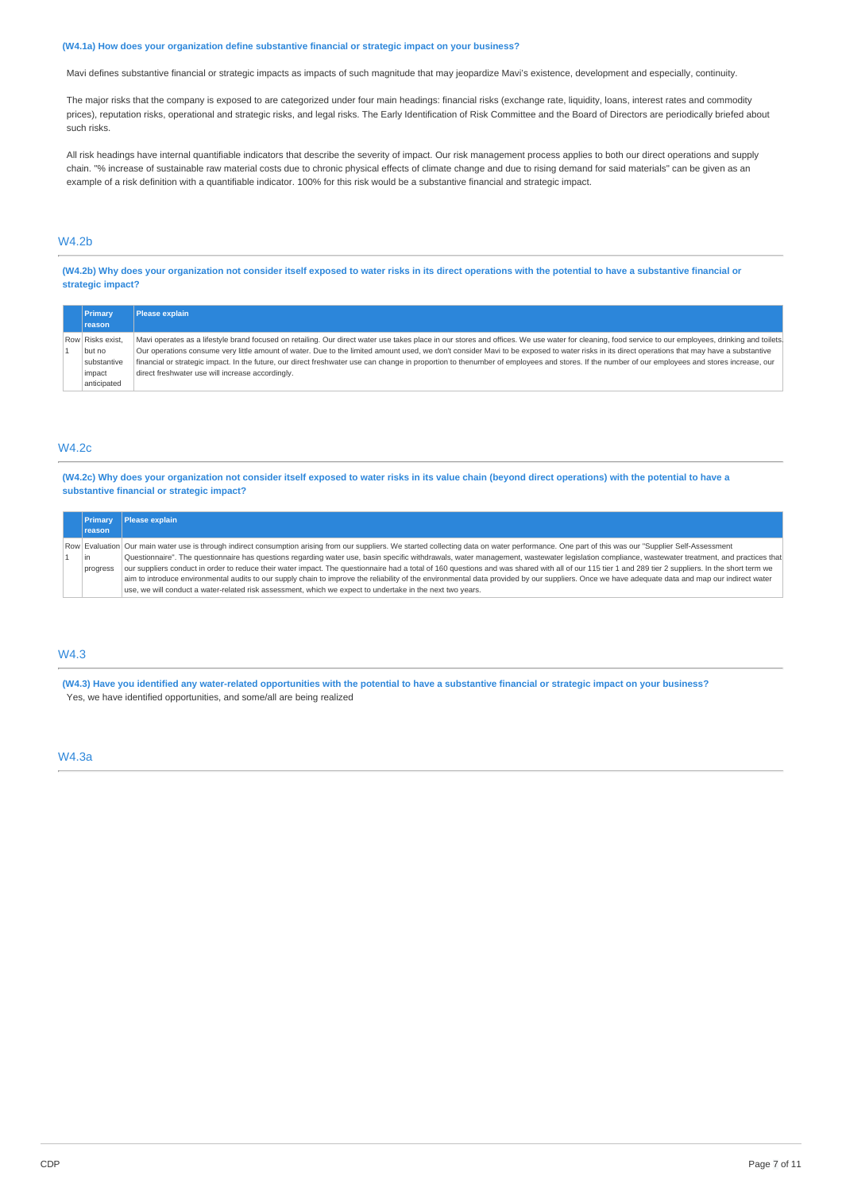**(W4.1a) How does your organization define substantive financial or strategic impact on your business?**

Mavi defines substantive financial or strategic impacts as impacts of such magnitude that may jeopardize Mavi's existence, development and especially, continuity.

The major risks that the company is exposed to are categorized under four main headings: financial risks (exchange rate, liquidity, loans, interest rates and commodity prices), reputation risks, operational and strategic risks, and legal risks. The Early Identification of Risk Committee and the Board of Directors are periodically briefed about such risks.

All risk headings have internal quantifiable indicators that describe the severity of impact. Our risk management process applies to both our direct operations and supply chain. "% increase of sustainable raw material costs due to chronic physical effects of climate change and due to rising demand for said materials" can be given as an example of a risk definition with a quantifiable indicator. 100% for this risk would be a substantive financial and strategic impact.

## W4.2b

**(W4.2b) Why does your organization not consider itself exposed to water risks in its direct operations with the potential to have a substantive financial or strategic impact?**

| | Primary reason | Please explain |
|---|---|---|
| Row 1 | Risks exist, but no substantive impact anticipated | Mavi operates as a lifestyle brand focused on retailing. Our direct water use takes place in our stores and offices. We use water for cleaning, food service to our employees, drinking and toilets. Our operations consume very little amount of water. Due to the limited amount used, we don't consider Mavi to be exposed to water risks in its direct operations that may have a substantive financial or strategic impact. In the future, our direct freshwater use can change in proportion to thenumber of employees and stores. If the number of our employees and stores increase, our direct freshwater use will increase accordingly. |

## W4.2c

**(W4.2c) Why does your organization not consider itself exposed to water risks in its value chain (beyond direct operations) with the potential to have a substantive financial or strategic impact?**

| | Primary reason | Please explain |
|---|---|---|
| Row 1 | Evaluation in progress | Our main water use is through indirect consumption arising from our suppliers. We started collecting data on water performance. One part of this was our "Supplier Self-Assessment Questionnaire". The questionnaire has questions regarding water use, basin specific withdrawals, water management, wastewater legislation compliance, wastewater treatment, and practices that our suppliers conduct in order to reduce their water impact. The questionnaire had a total of 160 questions and was shared with all of our 115 tier 1 and 289 tier 2 suppliers. In the short term we aim to introduce environmental audits to our supply chain to improve the reliability of the environmental data provided by our suppliers. Once we have adequate data and map our indirect water use, we will conduct a water-related risk assessment, which we expect to undertake in the next two years. |

## W4.3

**(W4.3) Have you identified any water-related opportunities with the potential to have a substantive financial or strategic impact on your business?**

Yes, we have identified opportunities, and some/all are being realized

## W4.3a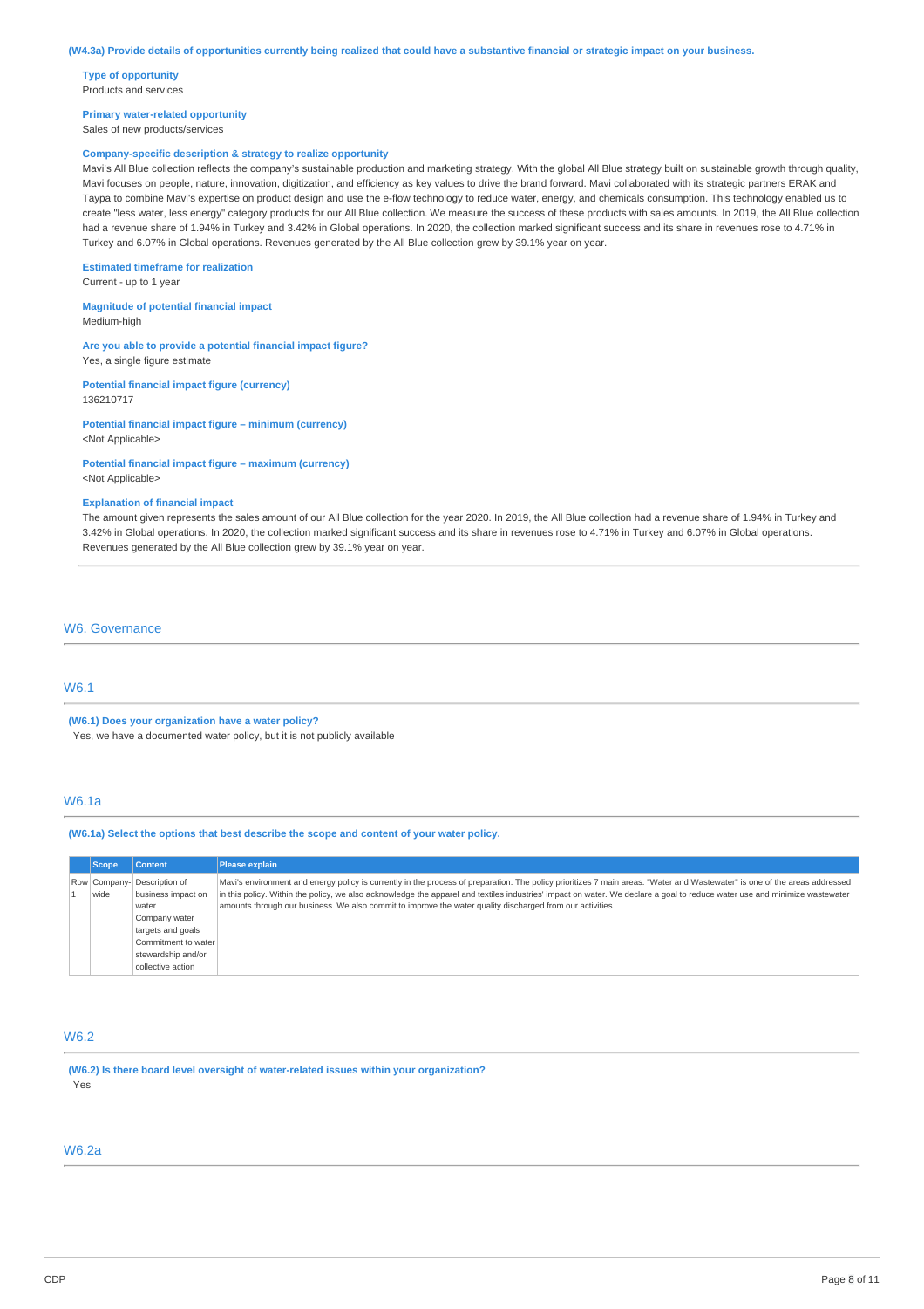**(W4.3a) Provide details of opportunities currently being realized that could have a substantive financial or strategic impact on your business.**

**Type of opportunity**
Products and services

**Primary water-related opportunity**
Sales of new products/services

**Company-specific description & strategy to realize opportunity**
Mavi's All Blue collection reflects the company's sustainable production and marketing strategy. With the global All Blue strategy built on sustainable growth through quality, Mavi focuses on people, nature, innovation, digitization, and efficiency as key values to drive the brand forward. Mavi collaborated with its strategic partners ERAK and Taypa to combine Mavi's expertise on product design and use the e-flow technology to reduce water, energy, and chemicals consumption. This technology enabled us to create "less water, less energy" category products for our All Blue collection. We measure the success of these products with sales amounts. In 2019, the All Blue collection had a revenue share of 1.94% in Turkey and 3.42% in Global operations. In 2020, the collection marked significant success and its share in revenues rose to 4.71% in Turkey and 6.07% in Global operations. Revenues generated by the All Blue collection grew by 39.1% year on year.

**Estimated timeframe for realization**
Current - up to 1 year

**Magnitude of potential financial impact**
Medium-high

**Are you able to provide a potential financial impact figure?**
Yes, a single figure estimate

**Potential financial impact figure (currency)**
136210717

**Potential financial impact figure – minimum (currency)**
<Not Applicable>

**Potential financial impact figure – maximum (currency)**
<Not Applicable>

**Explanation of financial impact**
The amount given represents the sales amount of our All Blue collection for the year 2020. In 2019, the All Blue collection had a revenue share of 1.94% in Turkey and 3.42% in Global operations. In 2020, the collection marked significant success and its share in revenues rose to 4.71% in Turkey and 6.07% in Global operations. Revenues generated by the All Blue collection grew by 39.1% year on year.

## W6. Governance

### W6.1

**(W6.1) Does your organization have a water policy?**
Yes, we have a documented water policy, but it is not publicly available

### W6.1a

**(W6.1a) Select the options that best describe the scope and content of your water policy.**

| | Scope | Content | Please explain |
|---|---|---|---|
| Row 1 | Company-wide | Description of business impact on water<br>Company water targets and goals<br>Commitment to water stewardship and/or collective action | Mavi's environment and energy policy is currently in the process of preparation. The policy prioritizes 7 main areas. "Water and Wastewater" is one of the areas addressed in this policy. Within the policy, we also acknowledge the apparel and textiles industries' impact on water. We declare a goal to reduce water use and minimize wastewater amounts through our business. We also commit to improve the water quality discharged from our activities. |

### W6.2

**(W6.2) Is there board level oversight of water-related issues within your organization?**
Yes

### W6.2a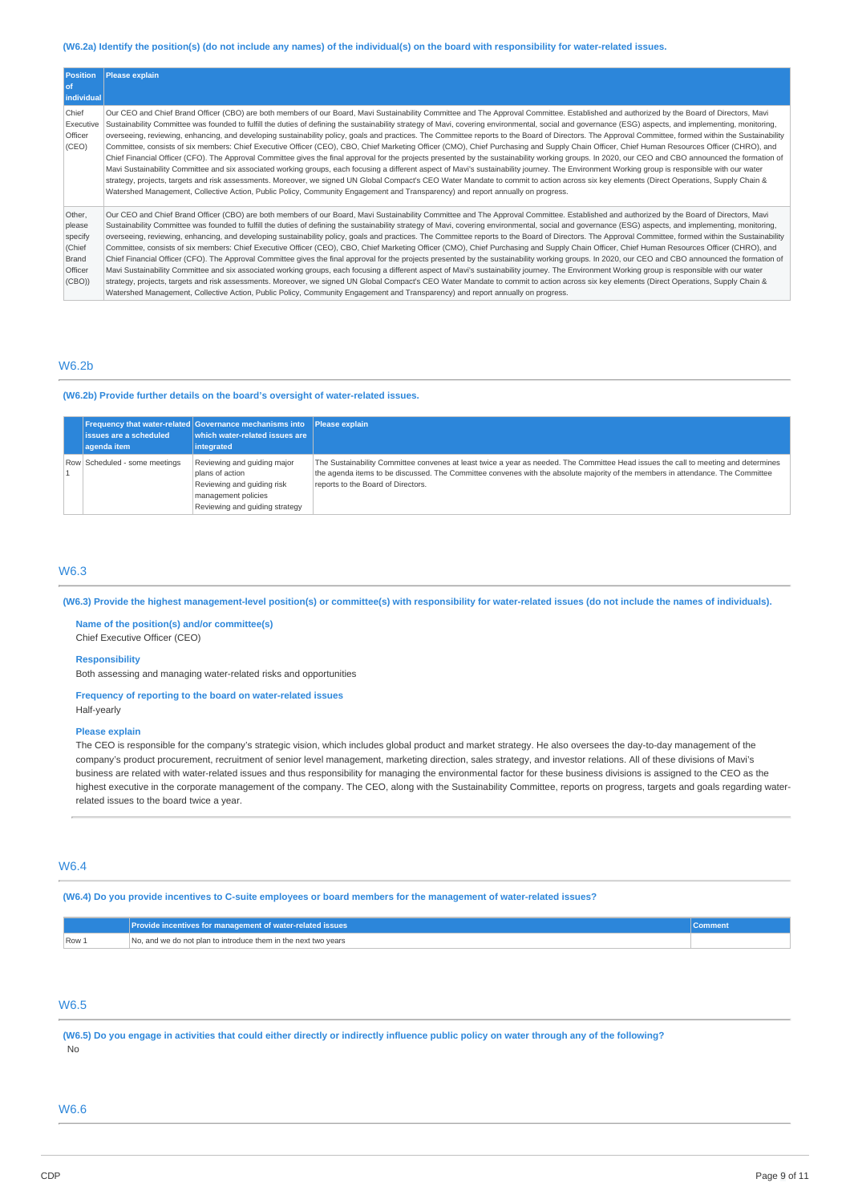**(W6.2a) Identify the position(s) (do not include any names) of the individual(s) on the board with responsibility for water-related issues.**

| Position of individual | Please explain |
|---|---|
| Chief Executive Officer (CEO) | Our CEO and Chief Brand Officer (CBO) are both members of our Board, Mavi Sustainability Committee and The Approval Committee. Established and authorized by the Board of Directors, Mavi Sustainability Committee was founded to fulfill the duties of defining the sustainability strategy of Mavi, covering environmental, social and governance (ESG) aspects, and implementing, monitoring, overseeing, reviewing, enhancing, and developing sustainability policy, goals and practices. The Committee reports to the Board of Directors. The Approval Committee, formed within the Sustainability Committee, consists of six members: Chief Executive Officer (CEO), CBO, Chief Marketing Officer (CMO), Chief Purchasing and Supply Chain Officer, Chief Human Resources Officer (CHRO), and Chief Financial Officer (CFO). The Approval Committee gives the final approval for the projects presented by the sustainability working groups. In 2020, our CEO and CBO announced the formation of Mavi Sustainability Committee and six associated working groups, each focusing a different aspect of Mavi's sustainability journey. The Environment Working group is responsible with our water strategy, projects, targets and risk assessments. Moreover, we signed UN Global Compact's CEO Water Mandate to commit to action across six key elements (Direct Operations, Supply Chain & Watershed Management, Collective Action, Public Policy, Community Engagement and Transparency) and report annually on progress. |
| Other, please specify (Chief Brand Officer (CBO)) | Our CEO and Chief Brand Officer (CBO) are both members of our Board, Mavi Sustainability Committee and The Approval Committee. Established and authorized by the Board of Directors, Mavi Sustainability Committee was founded to fulfill the duties of defining the sustainability strategy of Mavi, covering environmental, social and governance (ESG) aspects, and implementing, monitoring, overseeing, reviewing, enhancing, and developing sustainability policy, goals and practices. The Committee reports to the Board of Directors. The Approval Committee, formed within the Sustainability Committee, consists of six members: Chief Executive Officer (CEO), CBO, Chief Marketing Officer (CMO), Chief Purchasing and Supply Chain Officer, Chief Human Resources Officer (CHRO), and Chief Financial Officer (CFO). The Approval Committee gives the final approval for the projects presented by the sustainability working groups. In 2020, our CEO and CBO announced the formation of Mavi Sustainability Committee and six associated working groups, each focusing a different aspect of Mavi's sustainability journey. The Environment Working group is responsible with our water strategy, projects, targets and risk assessments. Moreover, we signed UN Global Compact's CEO Water Mandate to commit to action across six key elements (Direct Operations, Supply Chain & Watershed Management, Collective Action, Public Policy, Community Engagement and Transparency) and report annually on progress. |

## W6.2b

**(W6.2b) Provide further details on the board's oversight of water-related issues.**

| | Frequency that water-related issues are a scheduled agenda item | Governance mechanisms into which water-related issues are integrated | Please explain |
|---|---|---|---|
| Row 1 | Scheduled - some meetings | Reviewing and guiding major plans of action<br>Reviewing and guiding risk management policies<br>Reviewing and guiding strategy | The Sustainability Committee convenes at least twice a year as needed. The Committee Head issues the call to meeting and determines the agenda items to be discussed. The Committee convenes with the absolute majority of the members in attendance. The Committee reports to the Board of Directors. |

## W6.3

**(W6.3) Provide the highest management-level position(s) or committee(s) with responsibility for water-related issues (do not include the names of individuals).**

**Name of the position(s) and/or committee(s)**
Chief Executive Officer (CEO)

**Responsibility**
Both assessing and managing water-related risks and opportunities

**Frequency of reporting to the board on water-related issues**
Half-yearly

**Please explain**
The CEO is responsible for the company's strategic vision, which includes global product and market strategy. He also oversees the day-to-day management of the company's product procurement, recruitment of senior level management, marketing direction, sales strategy, and investor relations. All of these divisions of Mavi's business are related with water-related issues and thus responsibility for managing the environmental factor for these business divisions is assigned to the CEO as the highest executive in the corporate management of the company. The CEO, along with the Sustainability Committee, reports on progress, targets and goals regarding water-related issues to the board twice a year.

## W6.4

**(W6.4) Do you provide incentives to C-suite employees or board members for the management of water-related issues?**

| | Provide incentives for management of water-related issues | Comment |
|---|---|---|
| Row 1 | No, and we do not plan to introduce them in the next two years | |

## W6.5

**(W6.5) Do you engage in activities that could either directly or indirectly influence public policy on water through any of the following?**
No

## W6.6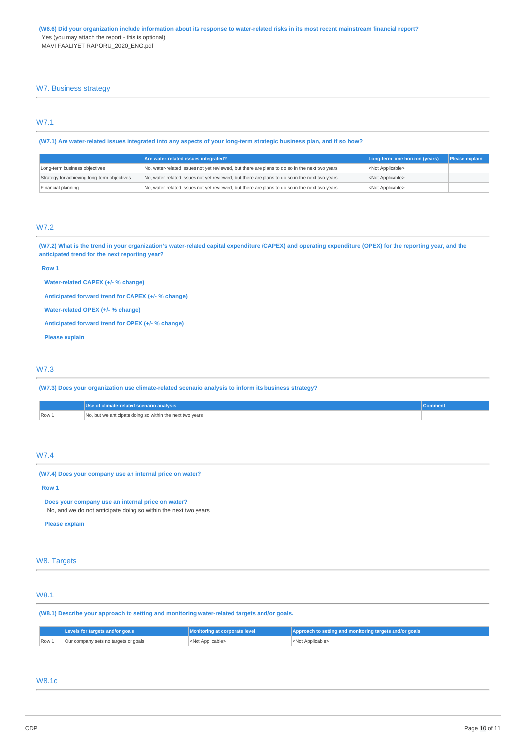**(W6.6) Did your organization include information about its response to water-related risks in its most recent mainstream financial report?**

Yes (you may attach the report - this is optional)

MAVI FAALIYET RAPORU_2020_ENG.pdf

## W7. Business strategy

### W7.1

**(W7.1) Are water-related issues integrated into any aspects of your long-term strategic business plan, and if so how?**

| | Are water-related issues integrated? | Long-term time horizon (years) | Please explain |
|---|---|---|---|
| Long-term business objectives | No, water-related issues not yet reviewed, but there are plans to do so in the next two years | <Not Applicable> | |
| Strategy for achieving long-term objectives | No, water-related issues not yet reviewed, but there are plans to do so in the next two years | <Not Applicable> | |
| Financial planning | No, water-related issues not yet reviewed, but there are plans to do so in the next two years | <Not Applicable> | |

### W7.2

**(W7.2) What is the trend in your organization's water-related capital expenditure (CAPEX) and operating expenditure (OPEX) for the reporting year, and the anticipated trend for the next reporting year?**

**Row 1**

**Water-related CAPEX (+/- % change)**

**Anticipated forward trend for CAPEX (+/- % change)**

**Water-related OPEX (+/- % change)**

**Anticipated forward trend for OPEX (+/- % change)**

**Please explain**

### W7.3

**(W7.3) Does your organization use climate-related scenario analysis to inform its business strategy?**

| | Use of climate-related scenario analysis | Comment |
|---|---|---|
| Row 1 | No, but we anticipate doing so within the next two years | |

### W7.4

**(W7.4) Does your company use an internal price on water?**

**Row 1**

**Does your company use an internal price on water?**

No, and we do not anticipate doing so within the next two years

**Please explain**

## W8. Targets

### W8.1

**(W8.1) Describe your approach to setting and monitoring water-related targets and/or goals.**

| | Levels for targets and/or goals | Monitoring at corporate level | Approach to setting and monitoring targets and/or goals |
|---|---|---|---|
| Row 1 | Our company sets no targets or goals | <Not Applicable> | <Not Applicable> |

### W8.1c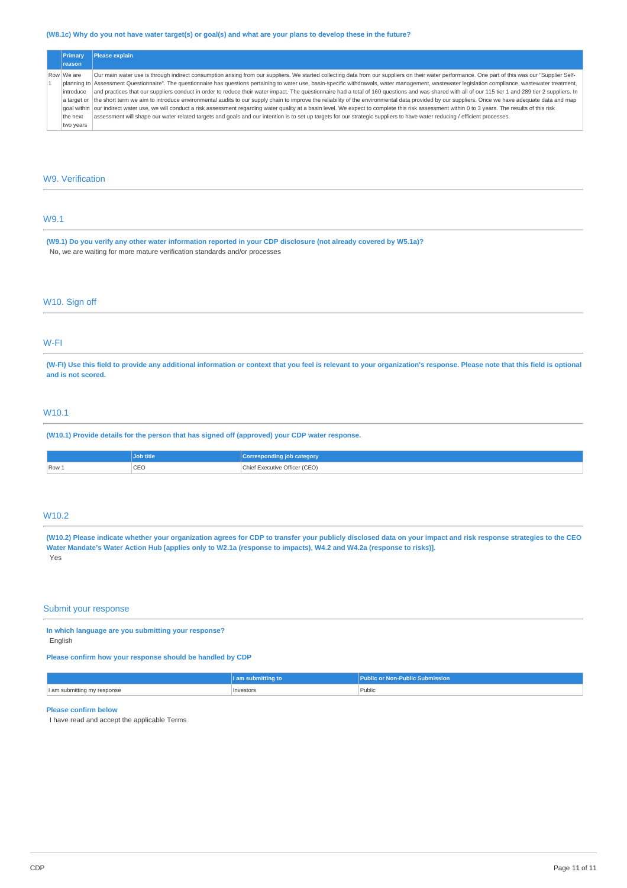**(W8.1c) Why do you not have water target(s) or goal(s) and what are your plans to develop these in the future?**

| | Primary reason | Please explain |
|---|---|---|
| Row 1 | We are planning to introduce a target or goal within the next two years | Our main water use is through indirect consumption arising from our suppliers. We started collecting data from our suppliers on their water performance. One part of this was our "Supplier Self-Assessment Questionnaire". The questionnaire has questions pertaining to water use, basin-specific withdrawals, water management, wastewater legislation compliance, wastewater treatment, and practices that our suppliers conduct in order to reduce their water impact. The questionnaire had a total of 160 questions and was shared with all of our 115 tier 1 and 289 tier 2 suppliers. In the short term we aim to introduce environmental audits to our supply chain to improve the reliability of the environmental data provided by our suppliers. Once we have adequate data and map our indirect water use, we will conduct a risk assessment regarding water quality at a basin level. We expect to complete this risk assessment within 0 to 3 years. The results of this risk assessment will shape our water related targets and goals and our intention is to set up targets for our strategic suppliers to have water reducing / efficient processes. |

## W9. Verification

### W9.1

**(W9.1) Do you verify any other water information reported in your CDP disclosure (not already covered by W5.1a)?**

No, we are waiting for more mature verification standards and/or processes

## W10. Sign off

### W-FI

**(W-FI) Use this field to provide any additional information or context that you feel is relevant to your organization's response. Please note that this field is optional and is not scored.**

### W10.1

**(W10.1) Provide details for the person that has signed off (approved) your CDP water response.**

| | Job title | Corresponding job category |
|---|---|---|
| Row 1 | CEO | Chief Executive Officer (CEO) |

### W10.2

**(W10.2) Please indicate whether your organization agrees for CDP to transfer your publicly disclosed data on your impact and risk response strategies to the CEO Water Mandate's Water Action Hub [applies only to W2.1a (response to impacts), W4.2 and W4.2a (response to risks)].**

Yes

## Submit your response

**In which language are you submitting your response?**

English

**Please confirm how your response should be handled by CDP**

| | I am submitting to | Public or Non-Public Submission |
|---|---|---|
| I am submitting my response | Investors | Public |

**Please confirm below**

I have read and accept the applicable Terms